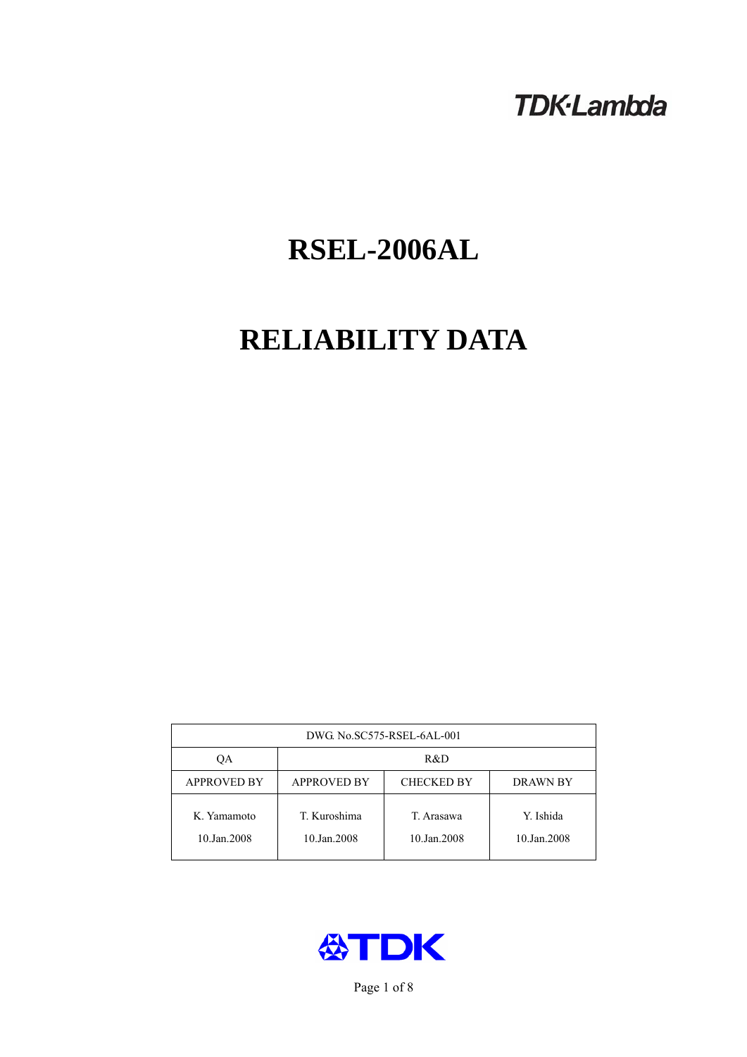TDK·Lambda

# RSEL-2006AL

# RELIABILITY DATA

| DWG. No.SC575-RSEL-6AL-001 | | | |
|---|---|---|---|
| QA | R&D | | |
| APPROVED BY | APPROVED BY | CHECKED BY | DRAWN BY |
| K. Yamamoto<br>10.Jan.2008 | T. Kuroshima<br>10.Jan.2008 | T. Arasawa<br>10.Jan.2008 | Y. Ishida<br>10.Jan.2008 |

TDK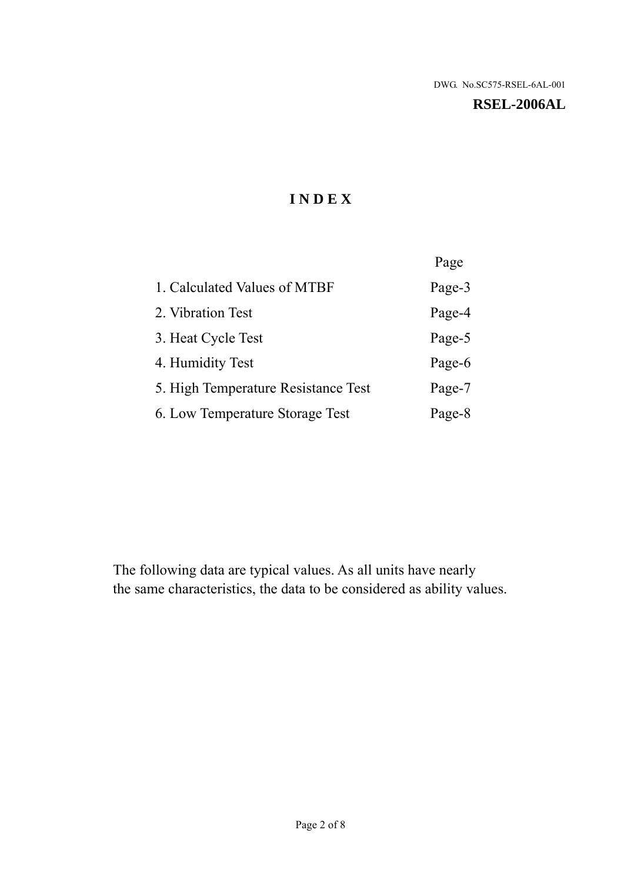DWG. No.SC575-RSEL-6AL-001

**RSEL-2006AL**

# INDEX

| | Page |
|---|---|
| 1. Calculated Values of MTBF | Page-3 |
| 2. Vibration Test | Page-4 |
| 3. Heat Cycle Test | Page-5 |
| 4. Humidity Test | Page-6 |
| 5. High Temperature Resistance Test | Page-7 |
| 6. Low Temperature Storage Test | Page-8 |

The following data are typical values. As all units have nearly the same characteristics, the data to be considered as ability values.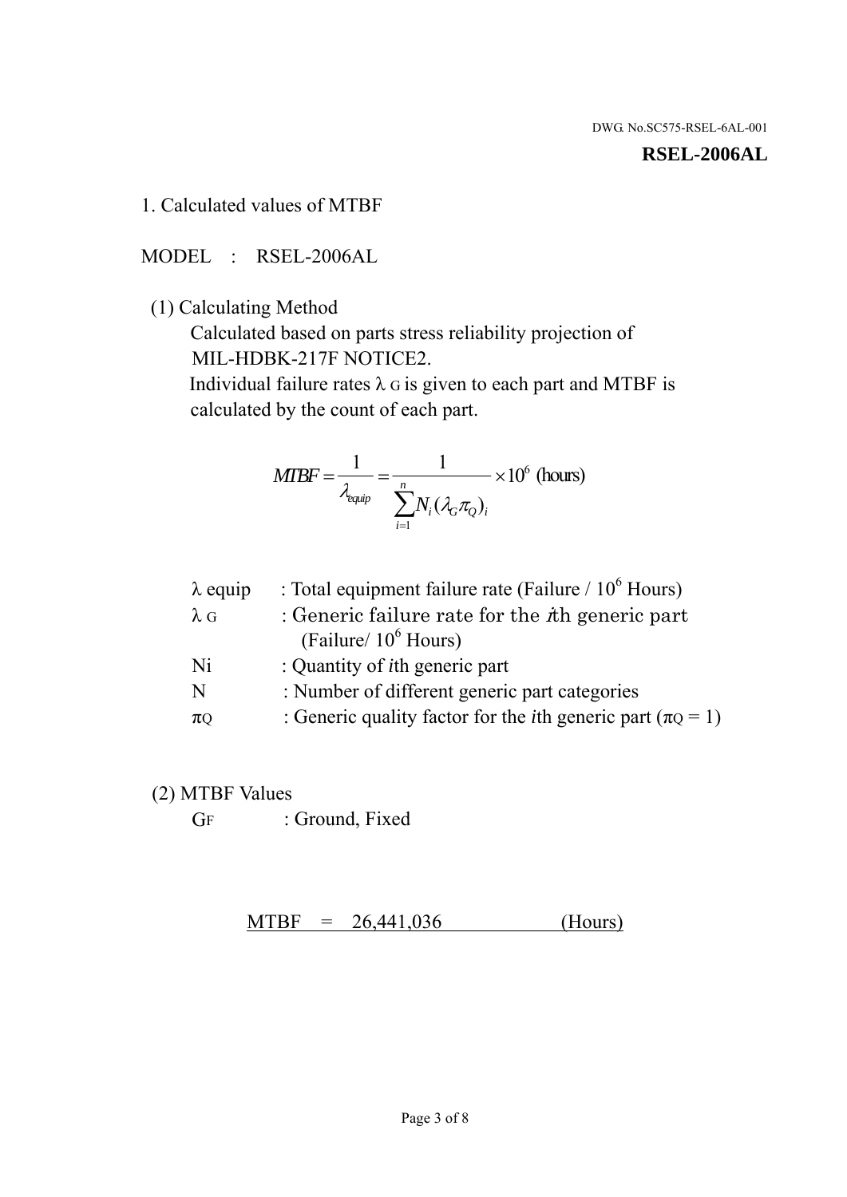DWG. No.SC575-RSEL-6AL-001

**RSEL-2006AL**

1. Calculated values of MTBF

MODEL : RSEL-2006AL

(1) Calculating Method

Calculated based on parts stress reliability projection of MIL-HDBK-217F NOTICE2.

Individual failure rates $\lambda_G$ is given to each part and MTBF is calculated by the count of each part.

$$MTBF = \frac{1}{\lambda_{equip}} = \frac{1}{\sum_{i=1}^{n} N_i (\lambda_G \pi_Q)_i} \times 10^6 \text{ (hours)}$$

| | |
|---|---|
| $\lambda$ equip | : Total equipment failure rate (Failure / $10^6$ Hours) |
| $\lambda_G$ | : Generic failure rate for the $i$th generic part (Failure/ $10^6$ Hours) |
| Ni | : Quantity of $i$th generic part |
| N | : Number of different generic part categories |
| $\pi_Q$ | : Generic quality factor for the $i$th generic part ($\pi_Q$ = 1) |

(2) MTBF Values

$G_F$ : Ground, Fixed

MTBF = 26,441,036 (Hours)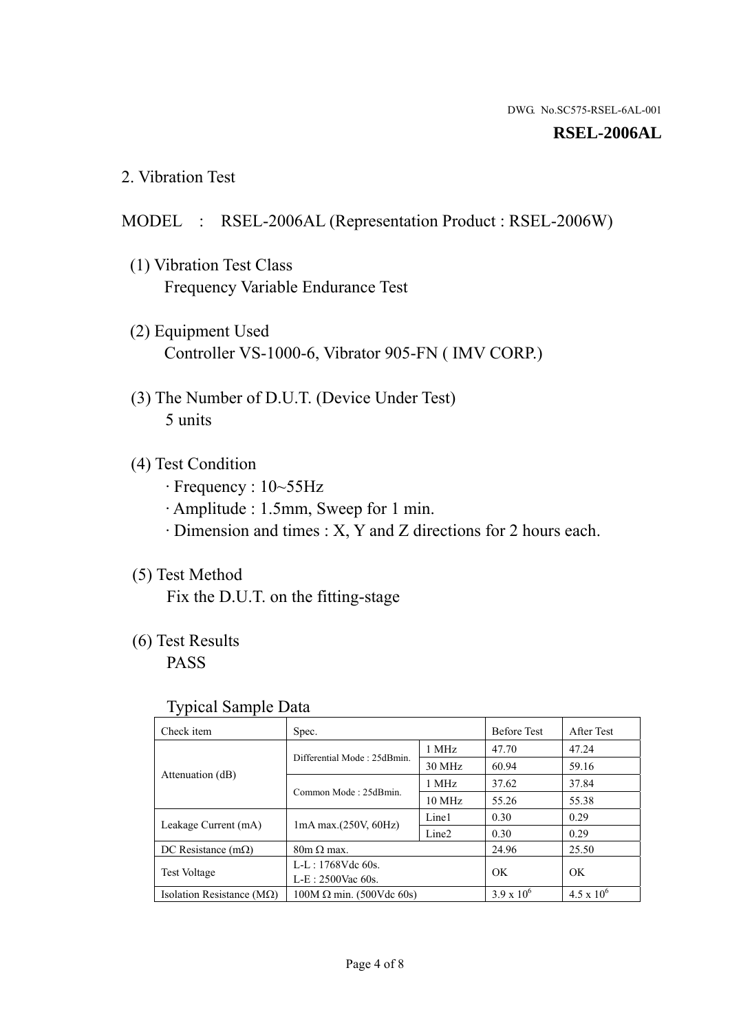DWG. No.SC575-RSEL-6AL-001

**RSEL-2006AL**

## 2. Vibration Test

MODEL : RSEL-2006AL (Representation Product : RSEL-2006W)

(1) Vibration Test Class
Frequency Variable Endurance Test

(2) Equipment Used
Controller VS-1000-6, Vibrator 905-FN ( IMV CORP.)

(3) The Number of D.U.T. (Device Under Test)
5 units

(4) Test Condition
· Frequency : 10~55Hz
· Amplitude : 1.5mm, Sweep for 1 min.
· Dimension and times : X, Y and Z directions for 2 hours each.

(5) Test Method
Fix the D.U.T. on the fitting-stage

(6) Test Results
PASS

Typical Sample Data

| Check item | Spec. | | Before Test | After Test |
|---|---|---|---|---|
| Attenuation (dB) | Differential Mode : 25dBmin. | 1 MHz | 47.70 | 47.24 |
| | | 30 MHz | 60.94 | 59.16 |
| | Common Mode : 25dBmin. | 1 MHz | 37.62 | 37.84 |
| | | 10 MHz | 55.26 | 55.38 |
| Leakage Current (mA) | 1mA max.(250V, 60Hz) | Line1 | 0.30 | 0.29 |
| | | Line2 | 0.30 | 0.29 |
| DC Resistance (mΩ) | 80m Ω max. | | 24.96 | 25.50 |
| Test Voltage | L-L : 1768Vdc 60s. L-E : 2500Vac 60s. | | OK | OK |
| Isolation Resistance (MΩ) | 100M Ω min. (500Vdc 60s) | | $3.9 \times 10^6$ | $4.5 \times 10^6$ |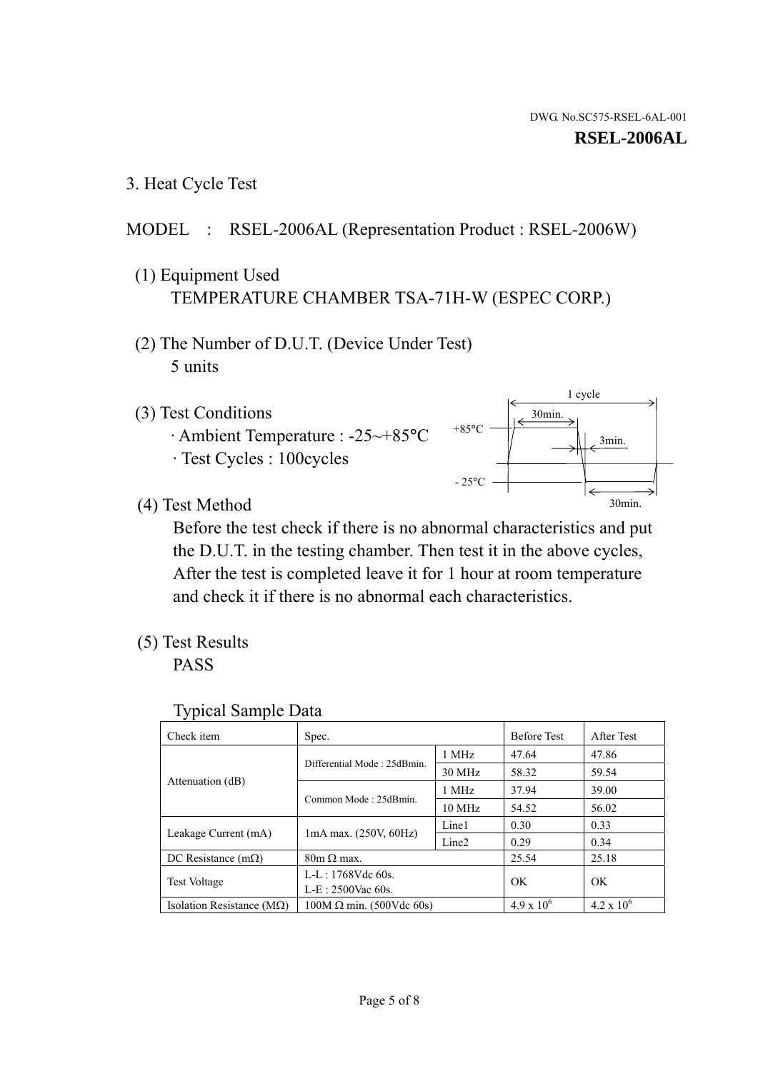DWG. No.SC575-RSEL-6AL-001

**RSEL-2006AL**

## 3. Heat Cycle Test

MODEL : RSEL-2006AL (Representation Product : RSEL-2006W)

(1) Equipment Used

TEMPERATURE CHAMBER TSA-71H-W (ESPEC CORP.)

(2) The Number of D.U.T. (Device Under Test)

5 units

(3) Test Conditions

· Ambient Temperature : -25~+85°C

· Test Cycles : 100cycles

1 cycle

30min.

+85°C

3min.

- 25°C

30min.

(4) Test Method

Before the test check if there is no abnormal characteristics and put the D.U.T. in the testing chamber. Then test it in the above cycles, After the test is completed leave it for 1 hour at room temperature and check it if there is no abnormal each characteristics.

(5) Test Results

PASS

Typical Sample Data

| Check item | Spec. | | Before Test | After Test |
|---|---|---|---|---|
| Attenuation (dB) | Differential Mode : 25dBmin. | 1 MHz | 47.64 | 47.86 |
| | | 30 MHz | 58.32 | 59.54 |
| | Common Mode : 25dBmin. | 1 MHz | 37.94 | 39.00 |
| | | 10 MHz | 54.52 | 56.02 |
| Leakage Current (mA) | 1mA max. (250V, 60Hz) | Line1 | 0.30 | 0.33 |
| | | Line2 | 0.29 | 0.34 |
| DC Resistance (mΩ) | 80m Ω max. | | 25.54 | 25.18 |
| Test Voltage | L-L : 1768Vdc 60s.<br>L-E : 2500Vac 60s. | | OK | OK |
| Isolation Resistance (MΩ) | 100M Ω min. (500Vdc 60s) | | $4.9 \times 10^6$ | $4.2 \times 10^6$ |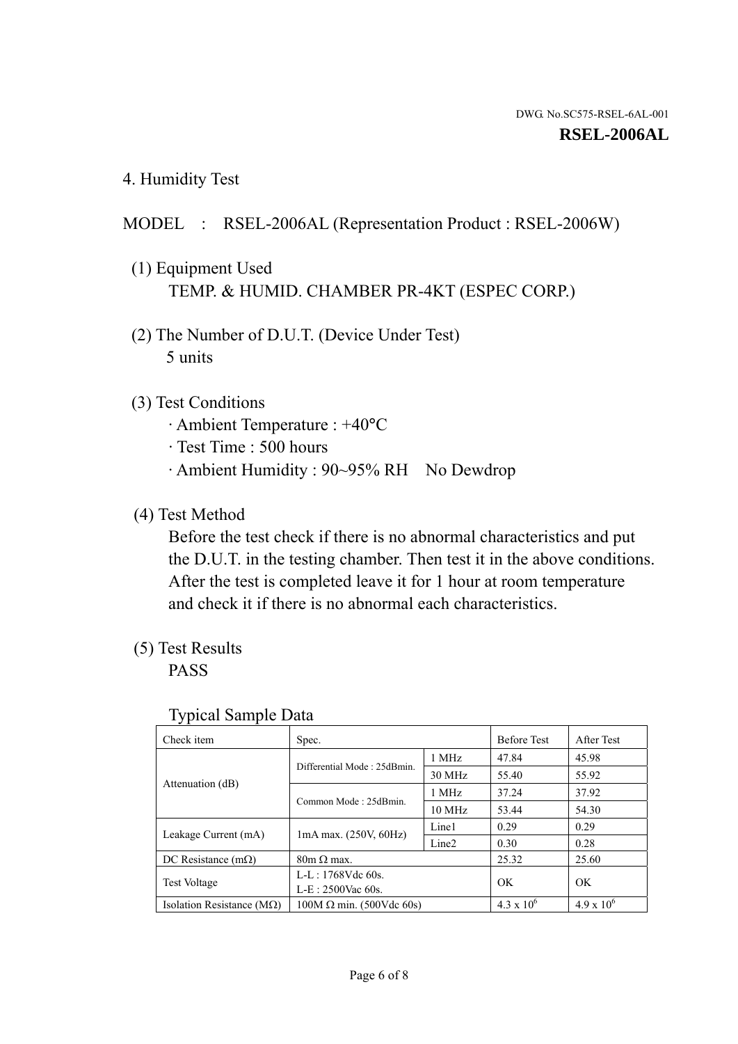DWG. No.SC575-RSEL-6AL-001

**RSEL-2006AL**

## 4. Humidity Test

MODEL : RSEL-2006AL (Representation Product : RSEL-2006W)

(1) Equipment Used

TEMP. & HUMID. CHAMBER PR-4KT (ESPEC CORP.)

(2) The Number of D.U.T. (Device Under Test)

5 units

(3) Test Conditions

· Ambient Temperature : +40°C
· Test Time : 500 hours
· Ambient Humidity : 90~95% RH No Dewdrop

(4) Test Method

Before the test check if there is no abnormal characteristics and put the D.U.T. in the testing chamber. Then test it in the above conditions. After the test is completed leave it for 1 hour at room temperature and check it if there is no abnormal each characteristics.

(5) Test Results

PASS

Typical Sample Data

| Check item | Spec. | | Before Test | After Test |
|---|---|---|---|---|
| Attenuation (dB) | Differential Mode : 25dBmin. | 1 MHz | 47.84 | 45.98 |
| | | 30 MHz | 55.40 | 55.92 |
| | Common Mode : 25dBmin. | 1 MHz | 37.24 | 37.92 |
| | | 10 MHz | 53.44 | 54.30 |
| Leakage Current (mA) | 1mA max. (250V, 60Hz) | Line1 | 0.29 | 0.29 |
| | | Line2 | 0.30 | 0.28 |
| DC Resistance (mΩ) | 80m Ω max. | | 25.32 | 25.60 |
| Test Voltage | L-L : 1768Vdc 60s.<br>L-E : 2500Vac 60s. | | OK | OK |
| Isolation Resistance (MΩ) | 100M Ω min. (500Vdc 60s) | | $4.3 \times 10^6$ | $4.9 \times 10^6$ |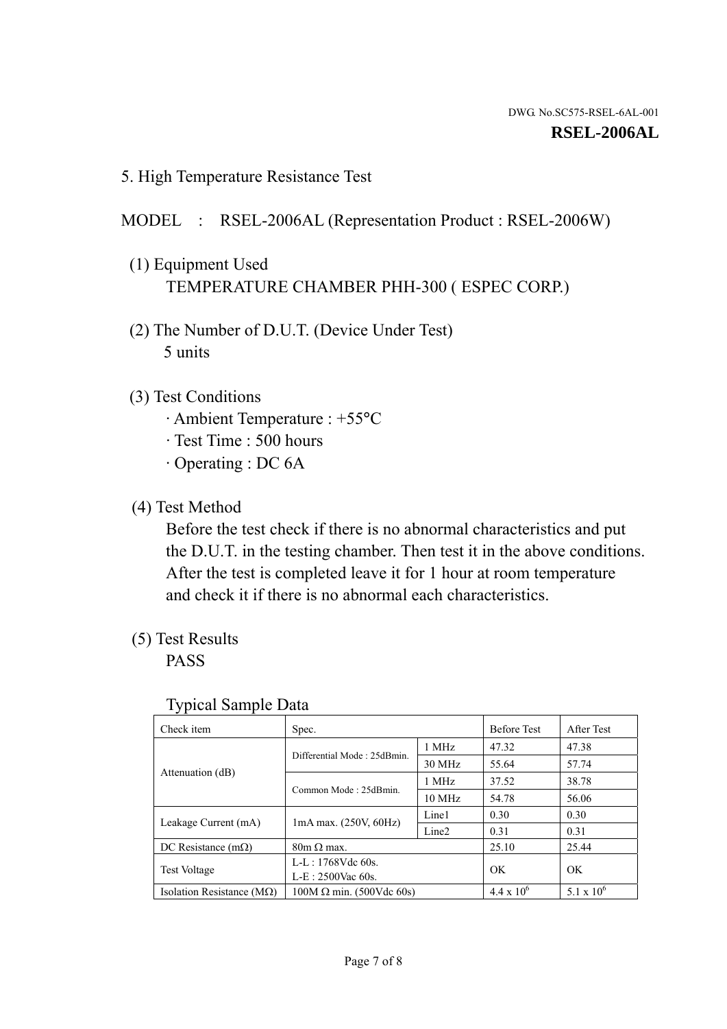DWG. No.SC575-RSEL-6AL-001

**RSEL-2006AL**

## 5. High Temperature Resistance Test

MODEL : RSEL-2006AL (Representation Product : RSEL-2006W)

(1) Equipment Used

TEMPERATURE CHAMBER PHH-300 ( ESPEC CORP.)

(2) The Number of D.U.T. (Device Under Test)

5 units

(3) Test Conditions

- Ambient Temperature : +55°C
- Test Time : 500 hours
- Operating : DC 6A

(4) Test Method

Before the test check if there is no abnormal characteristics and put the D.U.T. in the testing chamber. Then test it in the above conditions. After the test is completed leave it for 1 hour at room temperature and check it if there is no abnormal each characteristics.

(5) Test Results

PASS

Typical Sample Data

| Check item | Spec. | | Before Test | After Test |
|---|---|---|---|---|
| Attenuation (dB) | Differential Mode : 25dBmin. | 1 MHz | 47.32 | 47.38 |
| | | 30 MHz | 55.64 | 57.74 |
| | Common Mode : 25dBmin. | 1 MHz | 37.52 | 38.78 |
| | | 10 MHz | 54.78 | 56.06 |
| Leakage Current (mA) | 1mA max. (250V, 60Hz) | Line1 | 0.30 | 0.30 |
| | | Line2 | 0.31 | 0.31 |
| DC Resistance (mΩ) | 80m Ω max. | | 25.10 | 25.44 |
| Test Voltage | L-L : 1768Vdc 60s.<br>L-E : 2500Vac 60s. | | OK | OK |
| Isolation Resistance (MΩ) | 100M Ω min. (500Vdc 60s) | | $4.4 \times 10^{6}$ | $5.1 \times 10^{6}$ |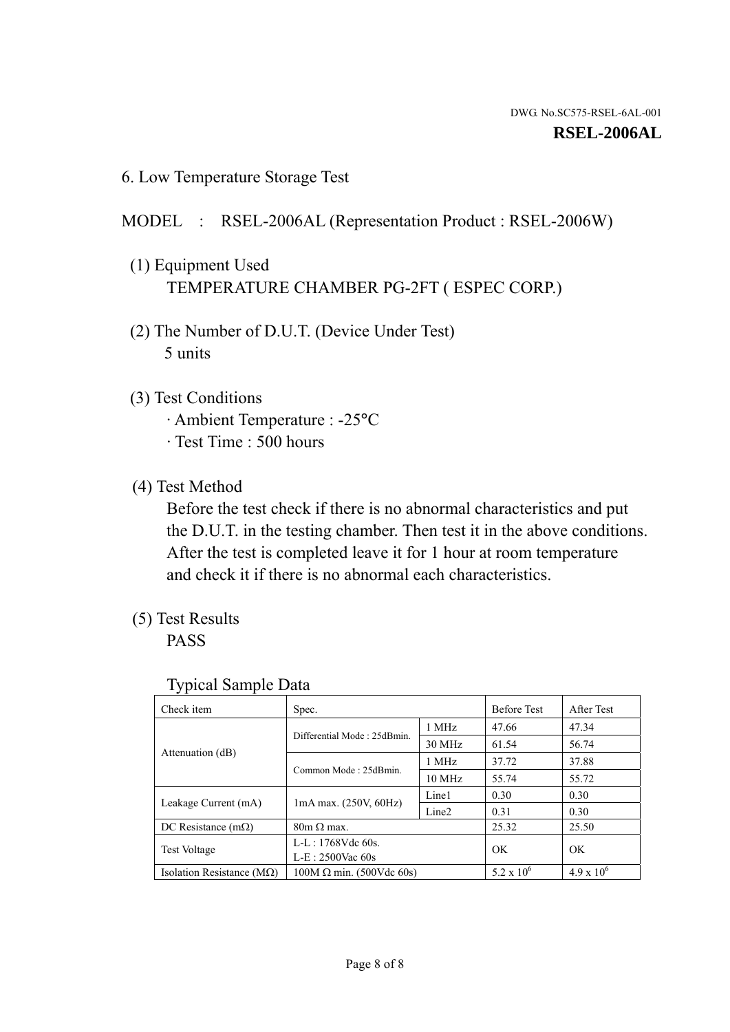DWG. No.SC575-RSEL-6AL-001

**RSEL-2006AL**

## 6. Low Temperature Storage Test

MODEL : RSEL-2006AL (Representation Product : RSEL-2006W)

(1) Equipment Used

TEMPERATURE CHAMBER PG-2FT ( ESPEC CORP.)

(2) The Number of D.U.T. (Device Under Test)

5 units

(3) Test Conditions

· Ambient Temperature : -25°C

· Test Time : 500 hours

(4) Test Method

Before the test check if there is no abnormal characteristics and put the D.U.T. in the testing chamber. Then test it in the above conditions. After the test is completed leave it for 1 hour at room temperature and check it if there is no abnormal each characteristics.

(5) Test Results

PASS

Typical Sample Data

| Check item | Spec. | | Before Test | After Test |
|---|---|---|---|---|
| Attenuation (dB) | Differential Mode : 25dBmin. | 1 MHz | 47.66 | 47.34 |
| | | 30 MHz | 61.54 | 56.74 |
| | Common Mode : 25dBmin. | 1 MHz | 37.72 | 37.88 |
| | | 10 MHz | 55.74 | 55.72 |
| Leakage Current (mA) | 1mA max. (250V, 60Hz) | Line1 | 0.30 | 0.30 |
| | | Line2 | 0.31 | 0.30 |
| DC Resistance (mΩ) | 80m Ω max. | | 25.32 | 25.50 |
| Test Voltage | L-L : 1768Vdc 60s. L-E : 2500Vac 60s | | OK | OK |
| Isolation Resistance (MΩ) | 100M Ω min. (500Vdc 60s) | | $5.2 \times 10^6$ | $4.9 \times 10^6$ |